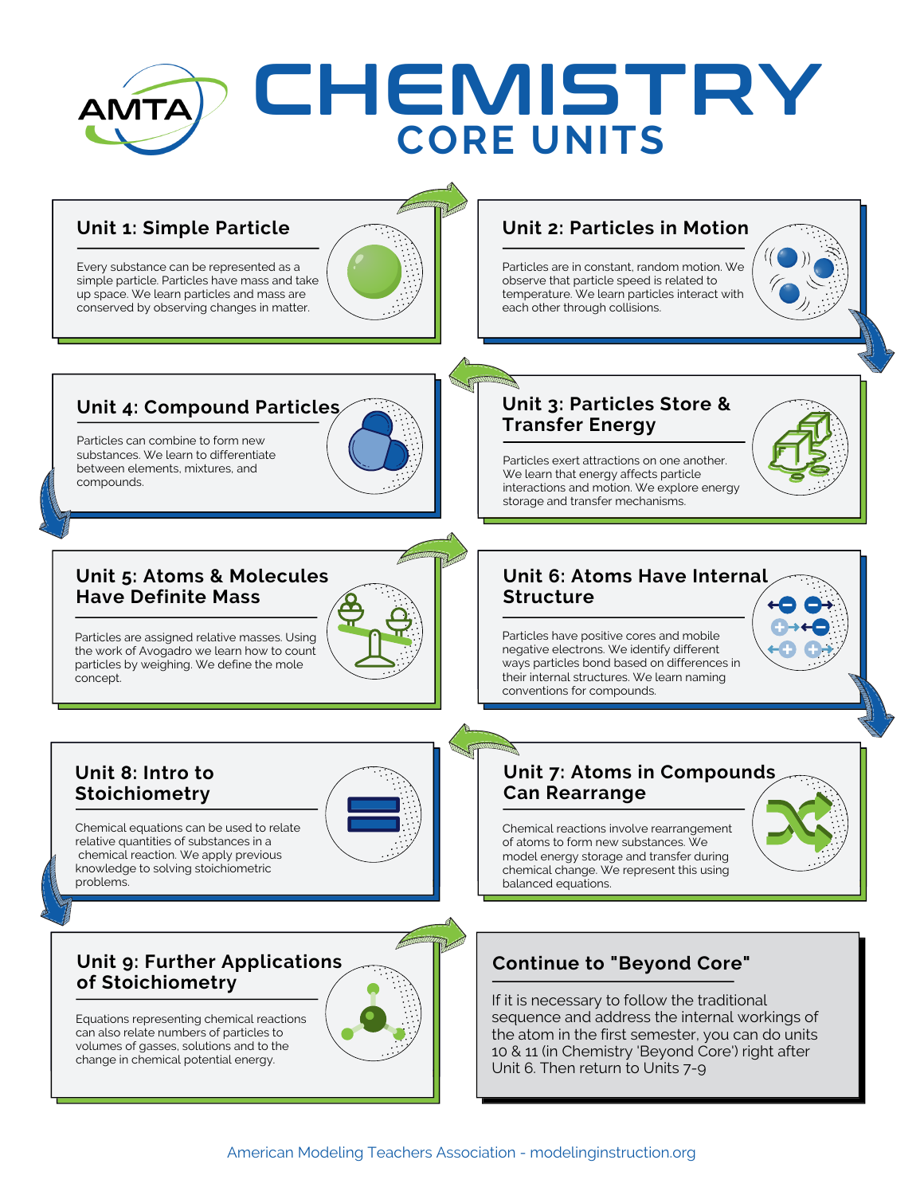# CHEMISTRY

## CORE UNITS

### Unit 1: Simple Particle

Every substance can be represented as a simple particle. Particles have mass and take up space. We learn particles and mass are conserved by observing changes in matter.

### Unit 2: Particles in Motion

Particles are in constant, random motion. We observe that particle speed is related to temperature. We learn particles interact with each other through collisions.

### Unit 3: Particles Store & Transfer Energy

Particles exert attractions on one another. We learn that energy affects particle interactions and motion. We explore energy storage and transfer mechanisms.

### Unit 4: Compound Particles

Particles can combine to form new substances. We learn to differentiate between elements, mixtures, and compounds.

### Unit 5: Atoms & Molecules Have Definite Mass

Particles are assigned relative masses. Using the work of Avogadro we learn how to count particles by weighing. We define the mole concept.

### Unit 6: Atoms Have Internal Structure

Particles have positive cores and mobile negative electrons. We identify different ways particles bond based on differences in their internal structures. We learn naming conventions for compounds.

### Unit 7: Atoms in Compounds Can Rearrange

Chemical reactions involve rearrangement of atoms to form new substances. We model energy storage and transfer during chemical change. We represent this using balanced equations.

### Unit 8: Intro to Stoichiometry

Chemical equations can be used to relate relative quantities of substances in a chemical reaction. We apply previous knowledge to solving stoichiometric problems.

### Unit 9: Further Applications of Stoichiometry

Equations representing chemical reactions can also relate numbers of particles to volumes of gasses, solutions and to the change in chemical potential energy.

### Continue to "Beyond Core"

If it is necessary to follow the traditional sequence and address the internal workings of the atom in the first semester, you can do units 10 & 11 (in Chemistry 'Beyond Core') right after Unit 6. Then return to Units 7-9

American Modeling Teachers Association - modelinginstruction.org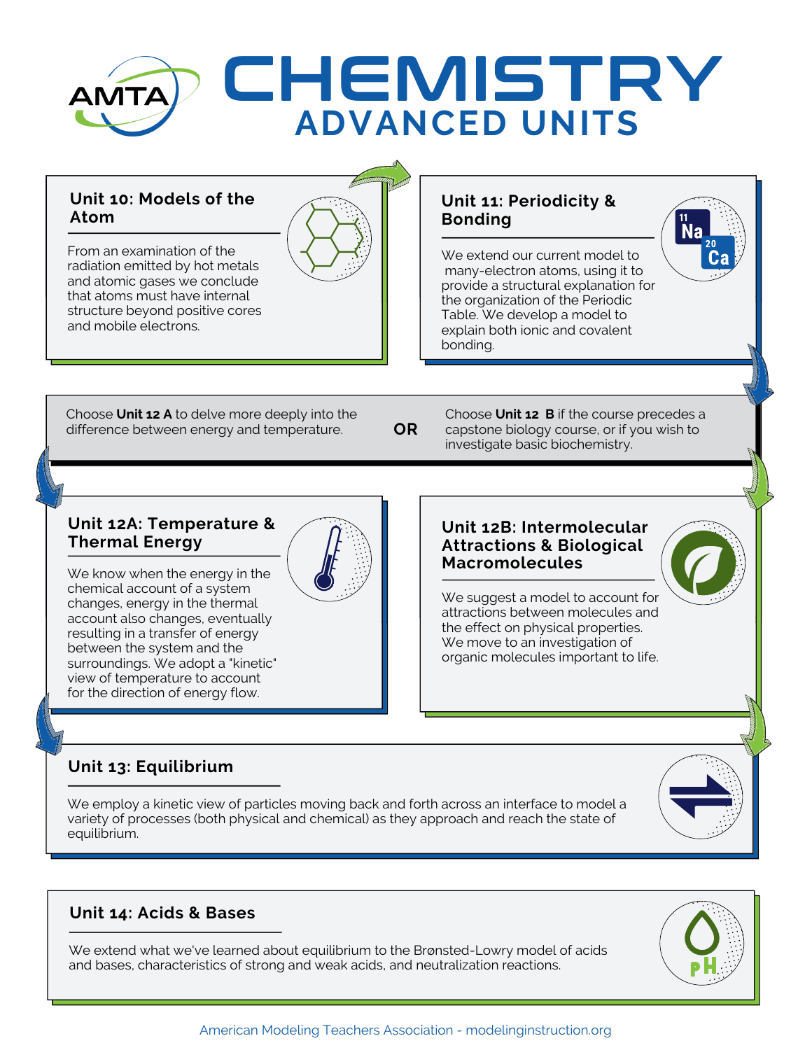# CHEMISTRY

## ADVANCED UNITS

### Unit 10: Models of the Atom

From an examination of the radiation emitted by hot metals and atomic gases we conclude that atoms must have internal structure beyond positive cores and mobile electrons.

### Unit 11: Periodicity & Bonding

We extend our current model to many-electron atoms, using it to provide a structural explanation for the organization of the Periodic Table. We develop a model to explain both ionic and covalent bonding.

Choose **Unit 12 A** to delve more deeply into the difference between energy and temperature.

**OR**

Choose **Unit 12 B** if the course precedes a capstone biology course, or if you wish to investigate basic biochemistry.

### Unit 12A: Temperature & Thermal Energy

We know when the energy in the chemical account of a system changes, energy in the thermal account also changes, eventually resulting in a transfer of energy between the system and the surroundings. We adopt a "kinetic" view of temperature to account for the direction of energy flow.

### Unit 12B: Intermolecular Attractions & Biological Macromolecules

We suggest a model to account for attractions between molecules and the effect on physical properties. We move to an investigation of organic molecules important to life.

### Unit 13: Equilibrium

We employ a kinetic view of particles moving back and forth across an interface to model a variety of processes (both physical and chemical) as they approach and reach the state of equilibrium.

### Unit 14: Acids & Bases

We extend what we've learned about equilibrium to the Brønsted-Lowry model of acids and bases, characteristics of strong and weak acids, and neutralization reactions.

American Modeling Teachers Association - modelinginstruction.org